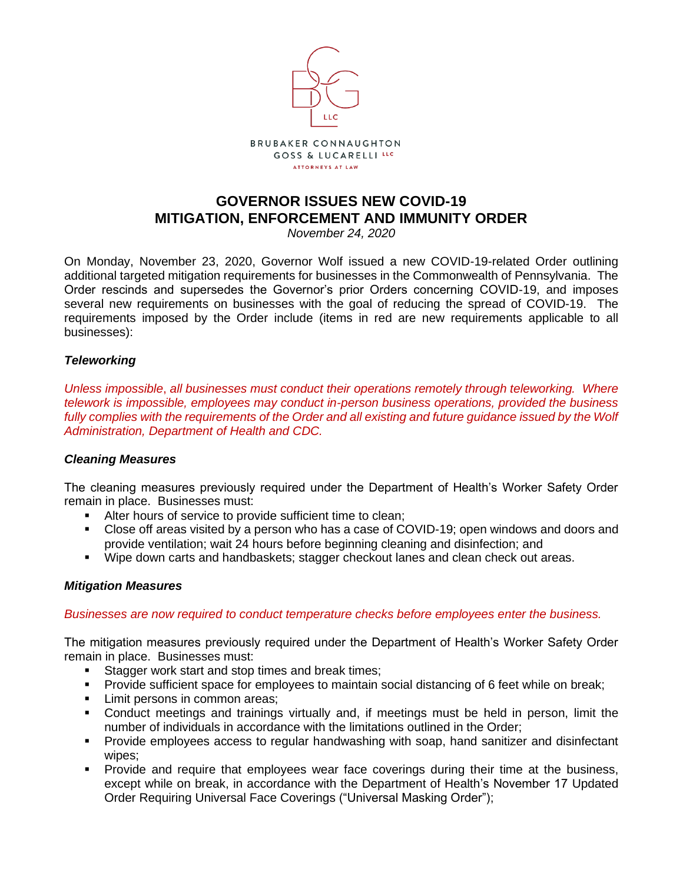BRUBAKER CONNAUGHTON GOSS & LUCARELLI LLC

ATTORNEYS AT LAW

# GOVERNOR ISSUES NEW COVID-19 MITIGATION, ENFORCEMENT AND IMMUNITY ORDER

*November 24, 2020*

On Monday, November 23, 2020, Governor Wolf issued a new COVID-19-related Order outlining additional targeted mitigation requirements for businesses in the Commonwealth of Pennsylvania. The Order rescinds and supersedes the Governor's prior Orders concerning COVID-19, and imposes several new requirements on businesses with the goal of reducing the spread of COVID-19. The requirements imposed by the Order include (items in red are new requirements applicable to all businesses):

### *Teleworking*

*Unless impossible, all businesses must conduct their operations remotely through teleworking. Where telework is impossible, employees may conduct in-person business operations, provided the business fully complies with the requirements of the Order and all existing and future guidance issued by the Wolf Administration, Department of Health and CDC.*

### *Cleaning Measures*

The cleaning measures previously required under the Department of Health's Worker Safety Order remain in place. Businesses must:

- Alter hours of service to provide sufficient time to clean;
- Close off areas visited by a person who has a case of COVID-19; open windows and doors and provide ventilation; wait 24 hours before beginning cleaning and disinfection; and
- Wipe down carts and handbaskets; stagger checkout lanes and clean check out areas.

### *Mitigation Measures*

*Businesses are now required to conduct temperature checks before employees enter the business.*

The mitigation measures previously required under the Department of Health's Worker Safety Order remain in place. Businesses must:

- Stagger work start and stop times and break times;
- Provide sufficient space for employees to maintain social distancing of 6 feet while on break;
- Limit persons in common areas;
- Conduct meetings and trainings virtually and, if meetings must be held in person, limit the number of individuals in accordance with the limitations outlined in the Order;
- Provide employees access to regular handwashing with soap, hand sanitizer and disinfectant wipes;
- Provide and require that employees wear face coverings during their time at the business, except while on break, in accordance with the Department of Health's November 17 Updated Order Requiring Universal Face Coverings ("Universal Masking Order");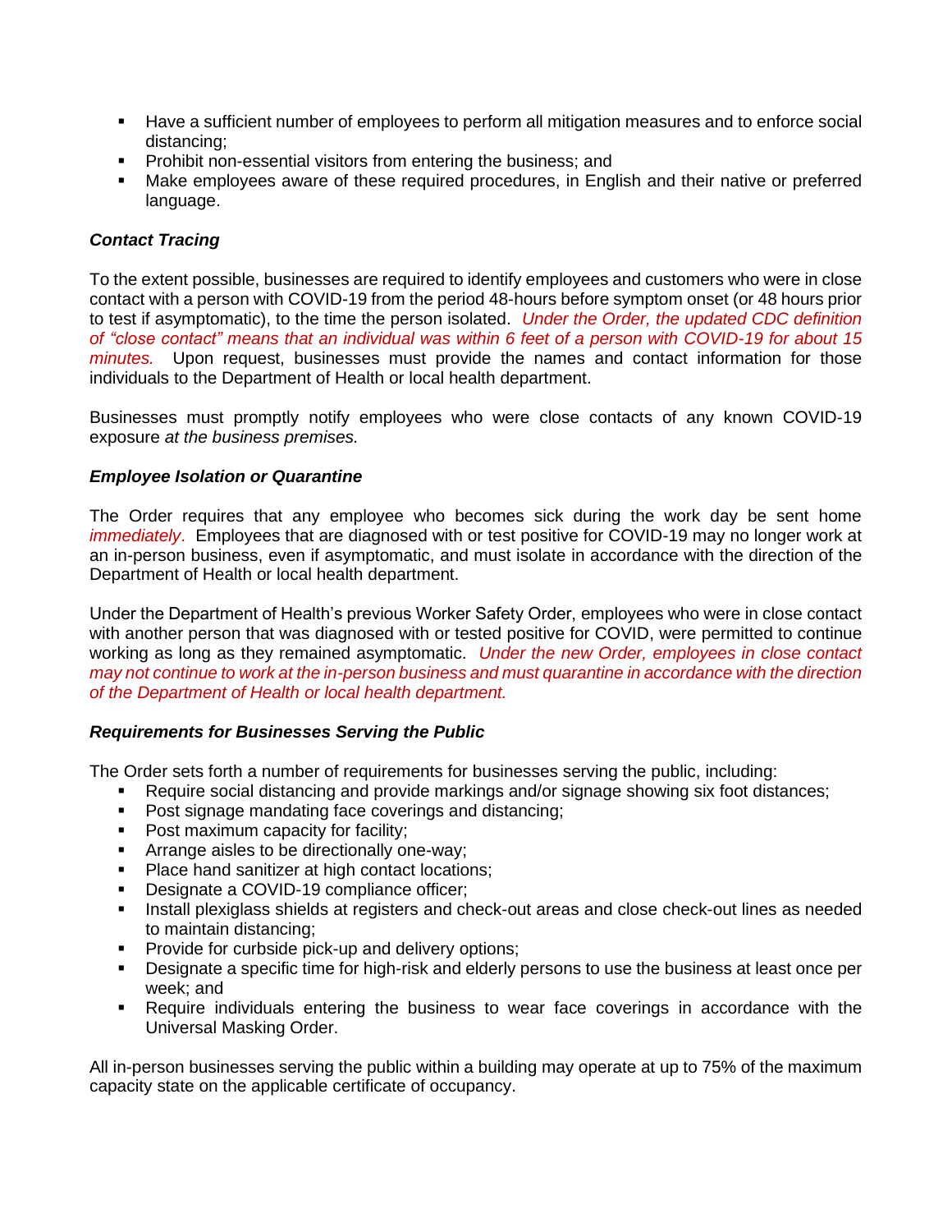- Have a sufficient number of employees to perform all mitigation measures and to enforce social distancing;
- Prohibit non-essential visitors from entering the business; and
- Make employees aware of these required procedures, in English and their native or preferred language.

***Contact Tracing***

To the extent possible, businesses are required to identify employees and customers who were in close contact with a person with COVID-19 from the period 48-hours before symptom onset (or 48 hours prior to test if asymptomatic), to the time the person isolated. *Under the Order, the updated CDC definition of "close contact" means that an individual was within 6 feet of a person with COVID-19 for about 15 minutes.* Upon request, businesses must provide the names and contact information for those individuals to the Department of Health or local health department.

Businesses must promptly notify employees who were close contacts of any known COVID-19 exposure *at the business premises.*

***Employee Isolation or Quarantine***

The Order requires that any employee who becomes sick during the work day be sent home *immediately*. Employees that are diagnosed with or test positive for COVID-19 may no longer work at an in-person business, even if asymptomatic, and must isolate in accordance with the direction of the Department of Health or local health department.

Under the Department of Health's previous Worker Safety Order, employees who were in close contact with another person that was diagnosed with or tested positive for COVID, were permitted to continue working as long as they remained asymptomatic. *Under the new Order, employees in close contact may not continue to work at the in-person business and must quarantine in accordance with the direction of the Department of Health or local health department.*

***Requirements for Businesses Serving the Public***

The Order sets forth a number of requirements for businesses serving the public, including:

- Require social distancing and provide markings and/or signage showing six foot distances;
- Post signage mandating face coverings and distancing;
- Post maximum capacity for facility;
- Arrange aisles to be directionally one-way;
- Place hand sanitizer at high contact locations;
- Designate a COVID-19 compliance officer;
- Install plexiglass shields at registers and check-out areas and close check-out lines as needed to maintain distancing;
- Provide for curbside pick-up and delivery options;
- Designate a specific time for high-risk and elderly persons to use the business at least once per week; and
- Require individuals entering the business to wear face coverings in accordance with the Universal Masking Order.

All in-person businesses serving the public within a building may operate at up to 75% of the maximum capacity state on the applicable certificate of occupancy.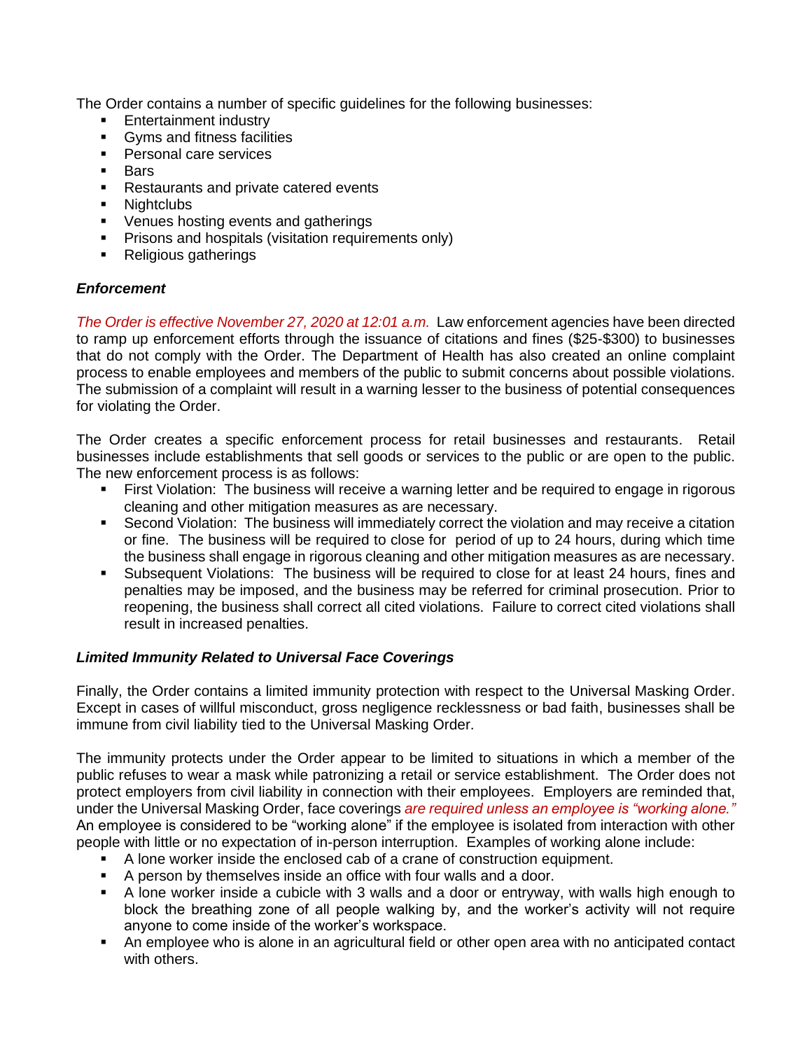The Order contains a number of specific guidelines for the following businesses:

- Entertainment industry
- Gyms and fitness facilities
- Personal care services
- Bars
- Restaurants and private catered events
- Nightclubs
- Venues hosting events and gatherings
- Prisons and hospitals (visitation requirements only)
- Religious gatherings

### *Enforcement*

*The Order is effective November 27, 2020 at 12:01 a.m.* Law enforcement agencies have been directed to ramp up enforcement efforts through the issuance of citations and fines ($25-$300) to businesses that do not comply with the Order. The Department of Health has also created an online complaint process to enable employees and members of the public to submit concerns about possible violations. The submission of a complaint will result in a warning lesser to the business of potential consequences for violating the Order.

The Order creates a specific enforcement process for retail businesses and restaurants. Retail businesses include establishments that sell goods or services to the public or are open to the public. The new enforcement process is as follows:

- First Violation: The business will receive a warning letter and be required to engage in rigorous cleaning and other mitigation measures as are necessary.
- Second Violation: The business will immediately correct the violation and may receive a citation or fine. The business will be required to close for period of up to 24 hours, during which time the business shall engage in rigorous cleaning and other mitigation measures as are necessary.
- Subsequent Violations: The business will be required to close for at least 24 hours, fines and penalties may be imposed, and the business may be referred for criminal prosecution. Prior to reopening, the business shall correct all cited violations. Failure to correct cited violations shall result in increased penalties.

### *Limited Immunity Related to Universal Face Coverings*

Finally, the Order contains a limited immunity protection with respect to the Universal Masking Order. Except in cases of willful misconduct, gross negligence recklessness or bad faith, businesses shall be immune from civil liability tied to the Universal Masking Order.

The immunity protects under the Order appear to be limited to situations in which a member of the public refuses to wear a mask while patronizing a retail or service establishment. The Order does not protect employers from civil liability in connection with their employees. Employers are reminded that, under the Universal Masking Order, face coverings *are required unless an employee is "working alone."* An employee is considered to be "working alone" if the employee is isolated from interaction with other people with little or no expectation of in-person interruption. Examples of working alone include:

- A lone worker inside the enclosed cab of a crane of construction equipment.
- A person by themselves inside an office with four walls and a door.
- A lone worker inside a cubicle with 3 walls and a door or entryway, with walls high enough to block the breathing zone of all people walking by, and the worker's activity will not require anyone to come inside of the worker's workspace.
- An employee who is alone in an agricultural field or other open area with no anticipated contact with others.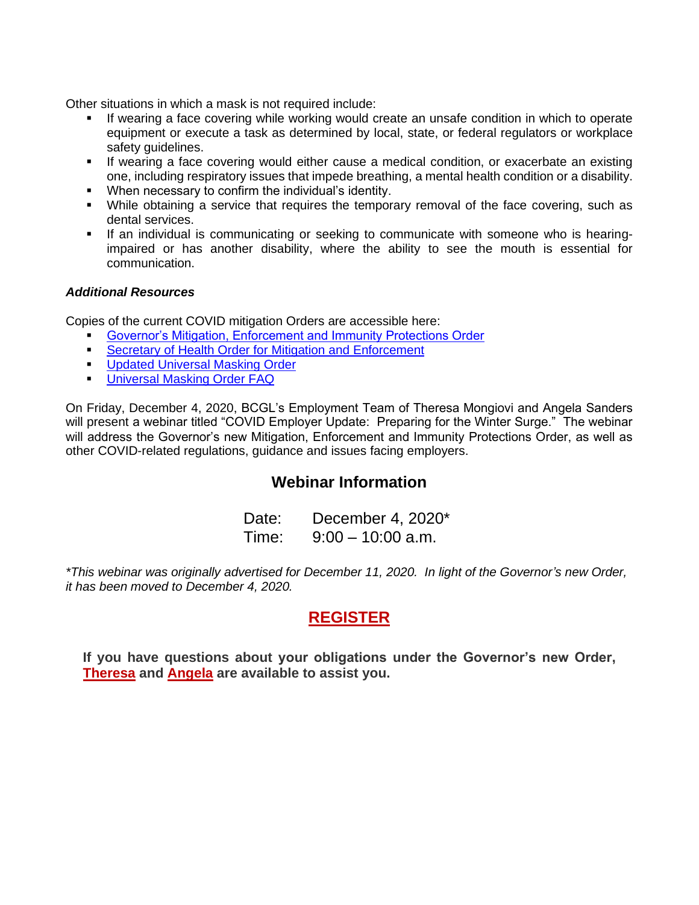Other situations in which a mask is not required include:

- If wearing a face covering while working would create an unsafe condition in which to operate equipment or execute a task as determined by local, state, or federal regulators or workplace safety guidelines.
- If wearing a face covering would either cause a medical condition, or exacerbate an existing one, including respiratory issues that impede breathing, a mental health condition or a disability.
- When necessary to confirm the individual's identity.
- While obtaining a service that requires the temporary removal of the face covering, such as dental services.
- If an individual is communicating or seeking to communicate with someone who is hearing-impaired or has another disability, where the ability to see the mouth is essential for communication.

***Additional Resources***

Copies of the current COVID mitigation Orders are accessible here:

- Governor's Mitigation, Enforcement and Immunity Protections Order
- Secretary of Health Order for Mitigation and Enforcement
- Updated Universal Masking Order
- Universal Masking Order FAQ

On Friday, December 4, 2020, BCGL's Employment Team of Theresa Mongiovi and Angela Sanders will present a webinar titled "COVID Employer Update: Preparing for the Winter Surge." The webinar will address the Governor's new Mitigation, Enforcement and Immunity Protections Order, as well as other COVID-related regulations, guidance and issues facing employers.

## Webinar Information

Date: December 4, 2020*
Time: 9:00 – 10:00 a.m.

*\*This webinar was originally advertised for December 11, 2020. In light of the Governor's new Order, it has been moved to December 4, 2020.*

**REGISTER**

**If you have questions about your obligations under the Governor's new Order, Theresa and Angela are available to assist you.**